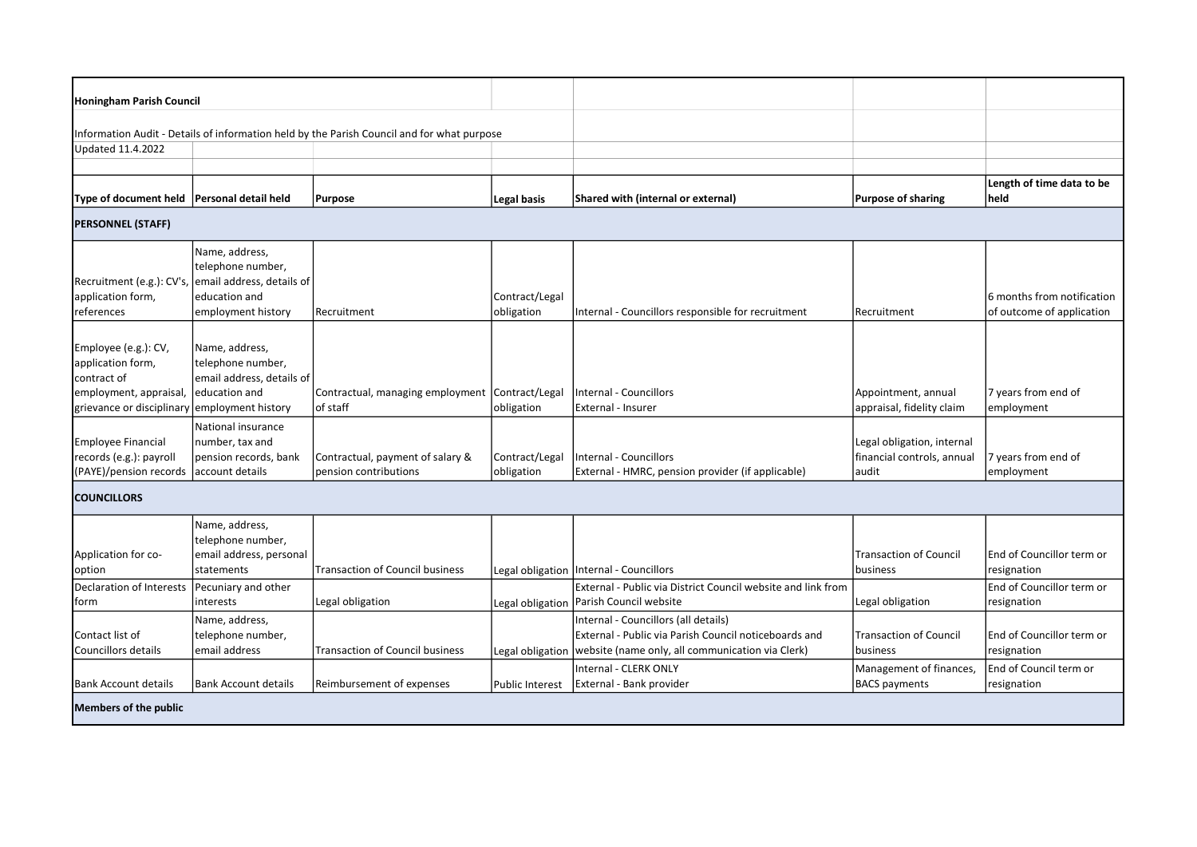**Honingham Parish Council**

Information Audit - Details of information held by the Parish Council and for what purpose

Updated 11.4.2022

| Type of document held | Personal detail held | Purpose | Legal basis | Shared with (internal or external) | Purpose of sharing | Length of time data to be held |
|---|---|---|---|---|---|---|
| **PERSONNEL (STAFF)** | | | | | | |
| Recruitment (e.g.): CV's, application form, references | Name, address, telephone number, email address, details of education and employment history | Recruitment | Contract/Legal obligation | Internal - Councillors responsible for recruitment | Recruitment | 6 months from notification of outcome of application |
| Employee (e.g.): CV, application form, contract of employment, appraisal, grievance or disciplinary | Name, address, telephone number, email address, details of education and employment history | Contractual, managing employment of staff | Contract/Legal obligation | Internal - Councillors<br>External - Insurer | Appointment, annual appraisal, fidelity claim | 7 years from end of employment |
| Employee Financial records (e.g.): payroll (PAYE)/pension records | National insurance number, tax and pension records, bank account details | Contractual, payment of salary & pension contributions | Contract/Legal obligation | Internal - Councillors<br>External - HMRC, pension provider (if applicable) | Legal obligation, internal financial controls, annual audit | 7 years from end of employment |
| **COUNCILLORS** | | | | | | |
| Application for co-option | Name, address, telephone number, email address, personal statements | Transaction of Council business | Legal obligation | Internal - Councillors | Transaction of Council business | End of Councillor term or resignation |
| Declaration of Interests form | Pecuniary and other interests | Legal obligation | Legal obligation | External - Public via District Council website and link from Parish Council website | Legal obligation | End of Councillor term or resignation |
| Contact list of Councillors details | Name, address, telephone number, email address | Transaction of Council business | Legal obligation | Internal - Councillors (all details)<br>External - Public via Parish Council noticeboards and website (name only, all communication via Clerk) | Transaction of Council business | End of Councillor term or resignation |
| Bank Account details | Bank Account details | Reimbursement of expenses | Public Interest | Internal - CLERK ONLY<br>External - Bank provider | Management of finances, BACS payments | End of Council term or resignation |
| **Members of the public** | | | | | | |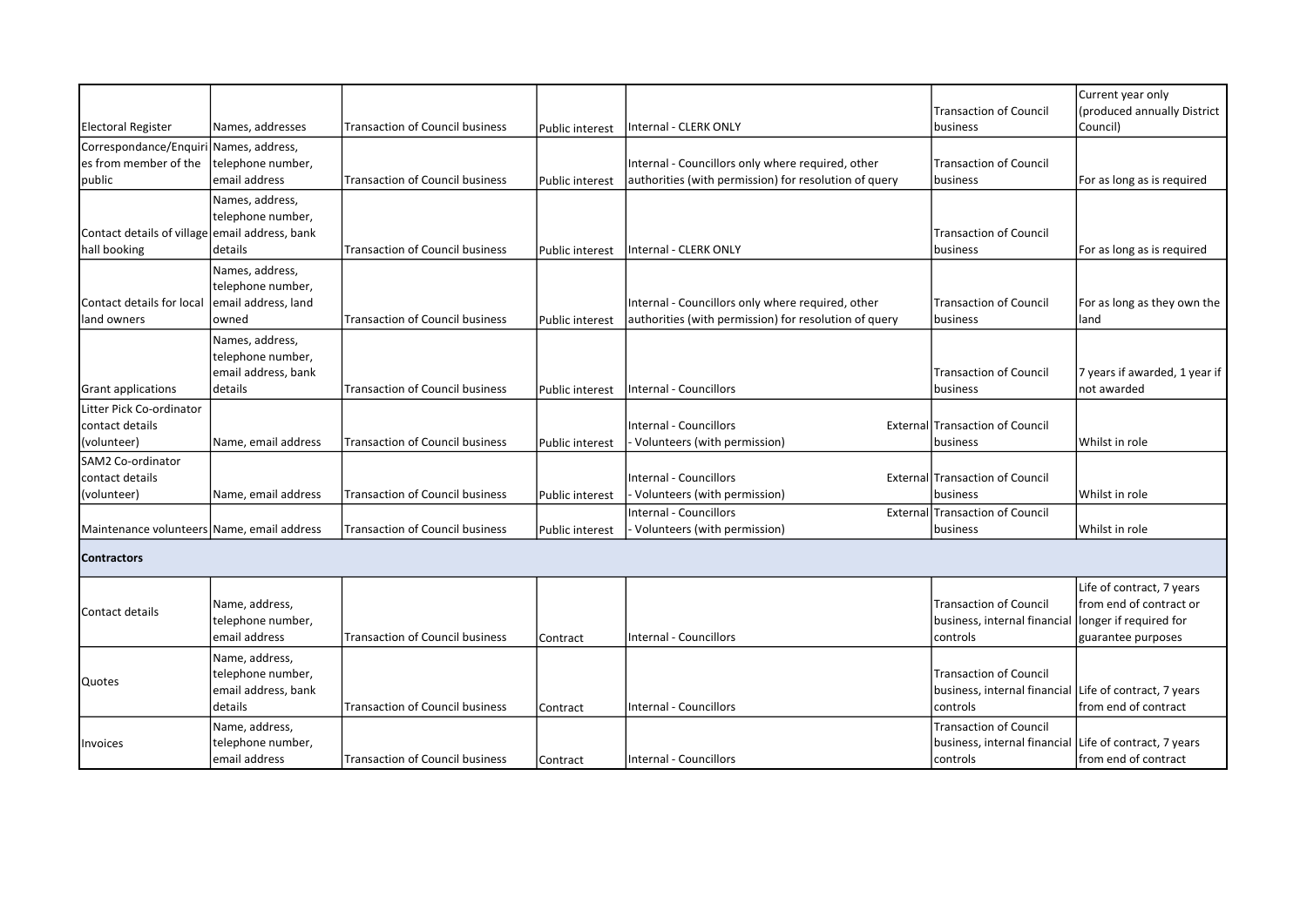| | | | | | | |
|---|---|---|---|---|---|---|
| Electoral Register | Names, addresses | Transaction of Council business | Public interest | Internal - CLERK ONLY | Transaction of Council business | Current year only (produced annually District Council) |
| Correspondance/Enquiries from member of the public | Names, address, telephone number, email address | Transaction of Council business | Public interest | Internal - Councillors only where required, other authorities (with permission) for resolution of query | Transaction of Council business | For as long as is required |
| Contact details of village hall booking | Names, address, telephone number, email address, bank details | Transaction of Council business | Public interest | Internal - CLERK ONLY | Transaction of Council business | For as long as is required |
| Contact details for local land owners | Names, address, telephone number, email address, land owned | Transaction of Council business | Public interest | Internal - Councillors only where required, other authorities (with permission) for resolution of query | Transaction of Council business | For as long as they own the land |
| Grant applications | Names, address, telephone number, email address, bank details | Transaction of Council business | Public interest | Internal - Councillors | Transaction of Council business | 7 years if awarded, 1 year if not awarded |
| Litter Pick Co-ordinator contact details (volunteer) | Name, email address | Transaction of Council business | Public interest | Internal - Councillors External - Volunteers (with permission) | Transaction of Council business | Whilst in role |
| SAM2 Co-ordinator contact details (volunteer) | Name, email address | Transaction of Council business | Public interest | Internal - Councillors External - Volunteers (with permission) | Transaction of Council business | Whilst in role |
| Maintenance volunteers | Name, email address | Transaction of Council business | Public interest | Internal - Councillors External - Volunteers (with permission) | Transaction of Council business | Whilst in role |
| **Contractors** | | | | | | |
| Contact details | Name, address, telephone number, email address | Transaction of Council business | Contract | Internal - Councillors | Transaction of Council business, internal financial controls | Life of contract, 7 years from end of contract or longer if required for guarantee purposes |
| Quotes | Name, address, telephone number, email address, bank details | Transaction of Council business | Contract | Internal - Councillors | Transaction of Council business, internal financial controls | Life of contract, 7 years from end of contract |
| Invoices | Name, address, telephone number, email address | Transaction of Council business | Contract | Internal - Councillors | Transaction of Council business, internal financial controls | Life of contract, 7 years from end of contract |